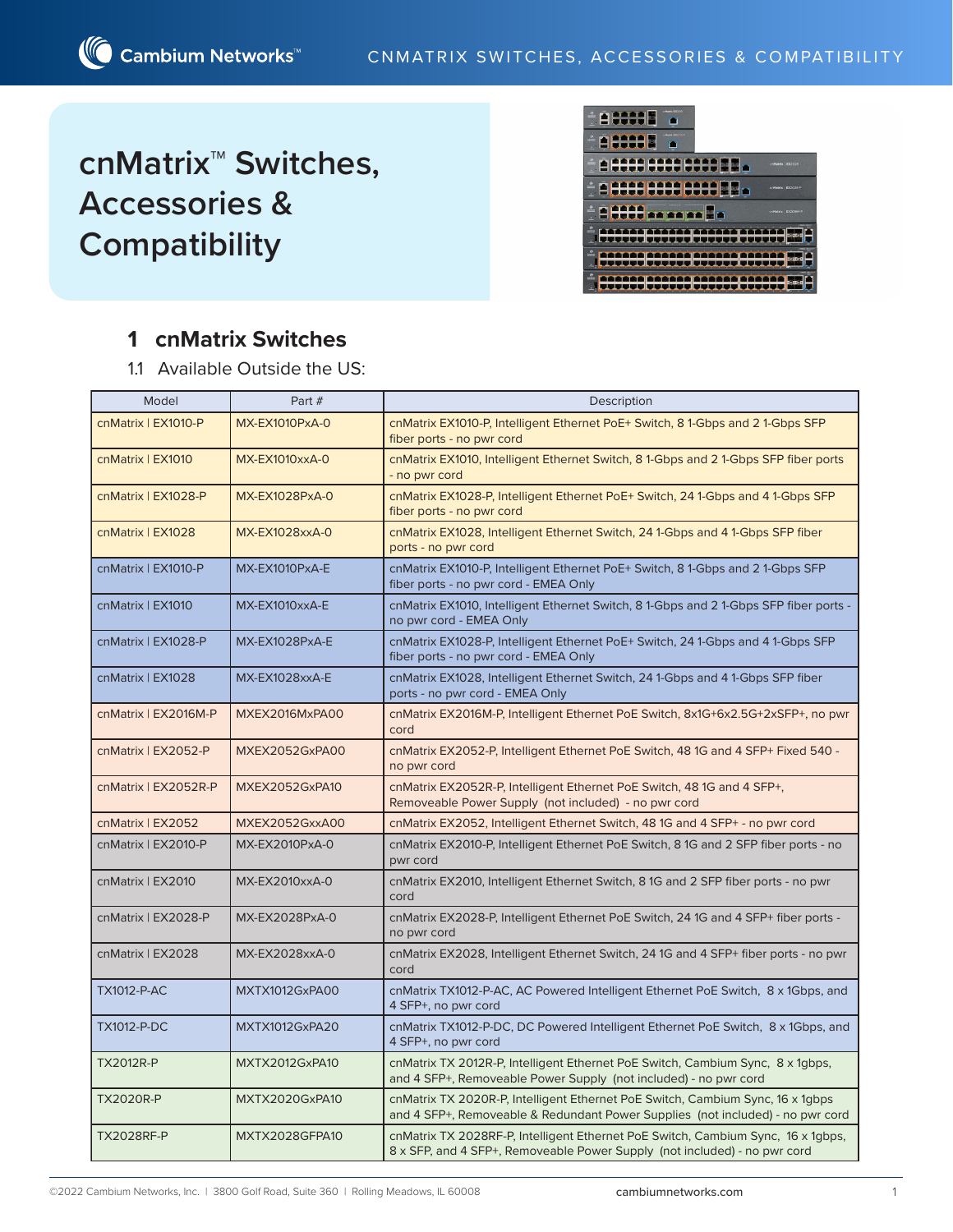# cnMatrix™ Switches, Accessories & Compatibility

## 1 cnMatrix Switches

### 1.1 Available Outside the US:

| Model | Part # | Description |
|---|---|---|
| cnMatrix \| EX1010-P | MX-EX1010PxA-0 | cnMatrix EX1010-P, Intelligent Ethernet PoE+ Switch, 8 1-Gbps and 2 1-Gbps SFP fiber ports - no pwr cord |
| cnMatrix \| EX1010 | MX-EX1010xxA-0 | cnMatrix EX1010, Intelligent Ethernet Switch, 8 1-Gbps and 2 1-Gbps SFP fiber ports - no pwr cord |
| cnMatrix \| EX1028-P | MX-EX1028PxA-0 | cnMatrix EX1028-P, Intelligent Ethernet PoE+ Switch, 24 1-Gbps and 4 1-Gbps SFP fiber ports - no pwr cord |
| cnMatrix \| EX1028 | MX-EX1028xxA-0 | cnMatrix EX1028, Intelligent Ethernet Switch, 24 1-Gbps and 4 1-Gbps SFP fiber ports - no pwr cord |
| cnMatrix \| EX1010-P | MX-EX1010PxA-E | cnMatrix EX1010-P, Intelligent Ethernet PoE+ Switch, 8 1-Gbps and 2 1-Gbps SFP fiber ports - no pwr cord - EMEA Only |
| cnMatrix \| EX1010 | MX-EX1010xxA-E | cnMatrix EX1010, Intelligent Ethernet Switch, 8 1-Gbps and 2 1-Gbps SFP fiber ports - no pwr cord - EMEA Only |
| cnMatrix \| EX1028-P | MX-EX1028PxA-E | cnMatrix EX1028-P, Intelligent Ethernet PoE+ Switch, 24 1-Gbps and 4 1-Gbps SFP fiber ports - no pwr cord - EMEA Only |
| cnMatrix \| EX1028 | MX-EX1028xxA-E | cnMatrix EX1028, Intelligent Ethernet Switch, 24 1-Gbps and 4 1-Gbps SFP fiber ports - no pwr cord - EMEA Only |
| cnMatrix \| EX2016M-P | MXEX2016MxPA00 | cnMatrix EX2016M-P, Intelligent Ethernet PoE Switch, 8x1G+6x2.5G+2xSFP+, no pwr cord |
| cnMatrix \| EX2052-P | MXEX2052GxPA00 | cnMatrix EX2052-P, Intelligent Ethernet PoE Switch, 48 1G and 4 SFP+ Fixed 540 - no pwr cord |
| cnMatrix \| EX2052R-P | MXEX2052GxPA10 | cnMatrix EX2052R-P, Intelligent Ethernet PoE Switch, 48 1G and 4 SFP+, Removeable Power Supply (not included) - no pwr cord |
| cnMatrix \| EX2052 | MXEX2052GxxA00 | cnMatrix EX2052, Intelligent Ethernet Switch, 48 1G and 4 SFP+ - no pwr cord |
| cnMatrix \| EX2010-P | MX-EX2010PxA-0 | cnMatrix EX2010-P, Intelligent Ethernet PoE Switch, 8 1G and 2 SFP fiber ports - no pwr cord |
| cnMatrix \| EX2010 | MX-EX2010xxA-0 | cnMatrix EX2010, Intelligent Ethernet Switch, 8 1G and 2 SFP fiber ports - no pwr cord |
| cnMatrix \| EX2028-P | MX-EX2028PxA-0 | cnMatrix EX2028-P, Intelligent Ethernet PoE Switch, 24 1G and 4 SFP+ fiber ports - no pwr cord |
| cnMatrix \| EX2028 | MX-EX2028xxA-0 | cnMatrix EX2028, Intelligent Ethernet Switch, 24 1G and 4 SFP+ fiber ports - no pwr cord |
| TX1012-P-AC | MXTX1012GxPA00 | cnMatrix TX1012-P-AC, AC Powered Intelligent Ethernet PoE Switch, 8 x 1Gbps, and 4 SFP+, no pwr cord |
| TX1012-P-DC | MXTX1012GxPA20 | cnMatrix TX1012-P-DC, DC Powered Intelligent Ethernet PoE Switch, 8 x 1Gbps, and 4 SFP+, no pwr cord |
| TX2012R-P | MXTX2012GxPA10 | cnMatrix TX 2012R-P, Intelligent Ethernet PoE Switch, Cambium Sync, 8 x 1gbps, and 4 SFP+, Removeable Power Supply (not included) - no pwr cord |
| TX2020R-P | MXTX2020GxPA10 | cnMatrix TX 2020R-P, Intelligent Ethernet PoE Switch, Cambium Sync, 16 x 1gbps and 4 SFP+, Removeable & Redundant Power Supplies (not included) - no pwr cord |
| TX2028RF-P | MXTX2028GFPA10 | cnMatrix TX 2028RF-P, Intelligent Ethernet PoE Switch, Cambium Sync, 16 x 1gbps, 8 x SFP, and 4 SFP+, Removeable Power Supply (not included) - no pwr cord |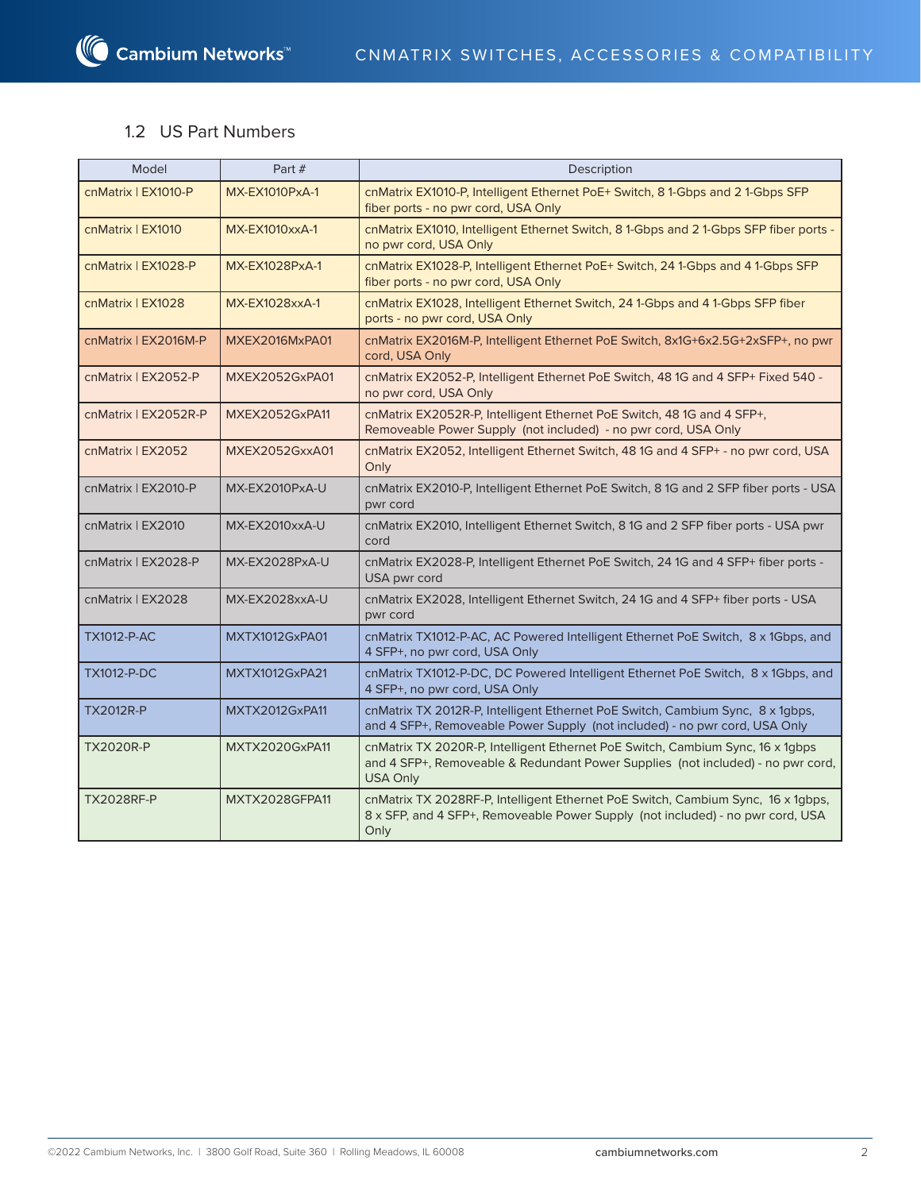## 1.2 US Part Numbers

| Model | Part # | Description |
| --- | --- | --- |
| cnMatrix \| EX1010-P | MX-EX1010PxA-1 | cnMatrix EX1010-P, Intelligent Ethernet PoE+ Switch, 8 1-Gbps and 2 1-Gbps SFP fiber ports - no pwr cord, USA Only |
| cnMatrix \| EX1010 | MX-EX1010xxA-1 | cnMatrix EX1010, Intelligent Ethernet Switch, 8 1-Gbps and 2 1-Gbps SFP fiber ports - no pwr cord, USA Only |
| cnMatrix \| EX1028-P | MX-EX1028PxA-1 | cnMatrix EX1028-P, Intelligent Ethernet PoE+ Switch, 24 1-Gbps and 4 1-Gbps SFP fiber ports - no pwr cord, USA Only |
| cnMatrix \| EX1028 | MX-EX1028xxA-1 | cnMatrix EX1028, Intelligent Ethernet Switch, 24 1-Gbps and 4 1-Gbps SFP fiber ports - no pwr cord, USA Only |
| cnMatrix \| EX2016M-P | MXEX2016MxPA01 | cnMatrix EX2016M-P, Intelligent Ethernet PoE Switch, 8x1G+6x2.5G+2xSFP+, no pwr cord, USA Only |
| cnMatrix \| EX2052-P | MXEX2052GxPA01 | cnMatrix EX2052-P, Intelligent Ethernet PoE Switch, 48 1G and 4 SFP+ Fixed 540 - no pwr cord, USA Only |
| cnMatrix \| EX2052R-P | MXEX2052GxPA11 | cnMatrix EX2052R-P, Intelligent Ethernet PoE Switch, 48 1G and 4 SFP+, Removeable Power Supply (not included) - no pwr cord, USA Only |
| cnMatrix \| EX2052 | MXEX2052GxxA01 | cnMatrix EX2052, Intelligent Ethernet Switch, 48 1G and 4 SFP+ - no pwr cord, USA Only |
| cnMatrix \| EX2010-P | MX-EX2010PxA-U | cnMatrix EX2010-P, Intelligent Ethernet PoE Switch, 8 1G and 2 SFP fiber ports - USA pwr cord |
| cnMatrix \| EX2010 | MX-EX2010xxA-U | cnMatrix EX2010, Intelligent Ethernet Switch, 8 1G and 2 SFP fiber ports - USA pwr cord |
| cnMatrix \| EX2028-P | MX-EX2028PxA-U | cnMatrix EX2028-P, Intelligent Ethernet PoE Switch, 24 1G and 4 SFP+ fiber ports - USA pwr cord |
| cnMatrix \| EX2028 | MX-EX2028xxA-U | cnMatrix EX2028, Intelligent Ethernet Switch, 24 1G and 4 SFP+ fiber ports - USA pwr cord |
| TX1012-P-AC | MXTX1012GxPA01 | cnMatrix TX1012-P-AC, AC Powered Intelligent Ethernet PoE Switch, 8 x 1Gbps, and 4 SFP+, no pwr cord, USA Only |
| TX1012-P-DC | MXTX1012GxPA21 | cnMatrix TX1012-P-DC, DC Powered Intelligent Ethernet PoE Switch, 8 x 1Gbps, and 4 SFP+, no pwr cord, USA Only |
| TX2012R-P | MXTX2012GxPA11 | cnMatrix TX 2012R-P, Intelligent Ethernet PoE Switch, Cambium Sync, 8 x 1gbps, and 4 SFP+, Removeable Power Supply (not included) - no pwr cord, USA Only |
| TX2020R-P | MXTX2020GxPA11 | cnMatrix TX 2020R-P, Intelligent Ethernet PoE Switch, Cambium Sync, 16 x 1gbps and 4 SFP+, Removeable & Redundant Power Supplies (not included) - no pwr cord, USA Only |
| TX2028RF-P | MXTX2028GFPA11 | cnMatrix TX 2028RF-P, Intelligent Ethernet PoE Switch, Cambium Sync, 16 x 1gbps, 8 x SFP, and 4 SFP+, Removeable Power Supply (not included) - no pwr cord, USA Only |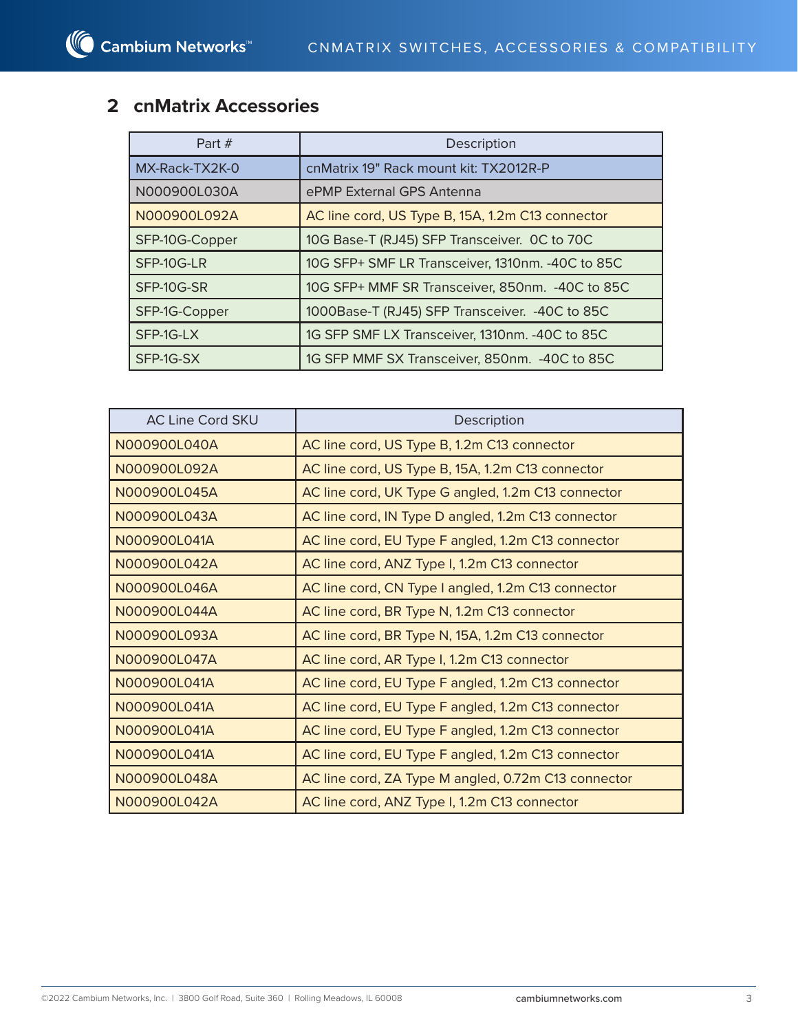## 2 cnMatrix Accessories

| Part # | Description |
|---|---|
| MX-Rack-TX2K-0 | cnMatrix 19" Rack mount kit: TX2012R-P |
| N000900L030A | ePMP External GPS Antenna |
| N000900L092A | AC line cord, US Type B, 15A, 1.2m C13 connector |
| SFP-10G-Copper | 10G Base-T (RJ45) SFP Transceiver. 0C to 70C |
| SFP-10G-LR | 10G SFP+ SMF LR Transceiver, 1310nm. -40C to 85C |
| SFP-10G-SR | 10G SFP+ MMF SR Transceiver, 850nm. -40C to 85C |
| SFP-1G-Copper | 1000Base-T (RJ45) SFP Transceiver. -40C to 85C |
| SFP-1G-LX | 1G SFP SMF LX Transceiver, 1310nm. -40C to 85C |
| SFP-1G-SX | 1G SFP MMF SX Transceiver, 850nm. -40C to 85C |

| AC Line Cord SKU | Description |
|---|---|
| N000900L040A | AC line cord, US Type B, 1.2m C13 connector |
| N000900L092A | AC line cord, US Type B, 15A, 1.2m C13 connector |
| N000900L045A | AC line cord, UK Type G angled, 1.2m C13 connector |
| N000900L043A | AC line cord, IN Type D angled, 1.2m C13 connector |
| N000900L041A | AC line cord, EU Type F angled, 1.2m C13 connector |
| N000900L042A | AC line cord, ANZ Type I, 1.2m C13 connector |
| N000900L046A | AC line cord, CN Type I angled, 1.2m C13 connector |
| N000900L044A | AC line cord, BR Type N, 1.2m C13 connector |
| N000900L093A | AC line cord, BR Type N, 15A, 1.2m C13 connector |
| N000900L047A | AC line cord, AR Type I, 1.2m C13 connector |
| N000900L041A | AC line cord, EU Type F angled, 1.2m C13 connector |
| N000900L041A | AC line cord, EU Type F angled, 1.2m C13 connector |
| N000900L041A | AC line cord, EU Type F angled, 1.2m C13 connector |
| N000900L041A | AC line cord, EU Type F angled, 1.2m C13 connector |
| N000900L048A | AC line cord, ZA Type M angled, 0.72m C13 connector |
| N000900L042A | AC line cord, ANZ Type I, 1.2m C13 connector |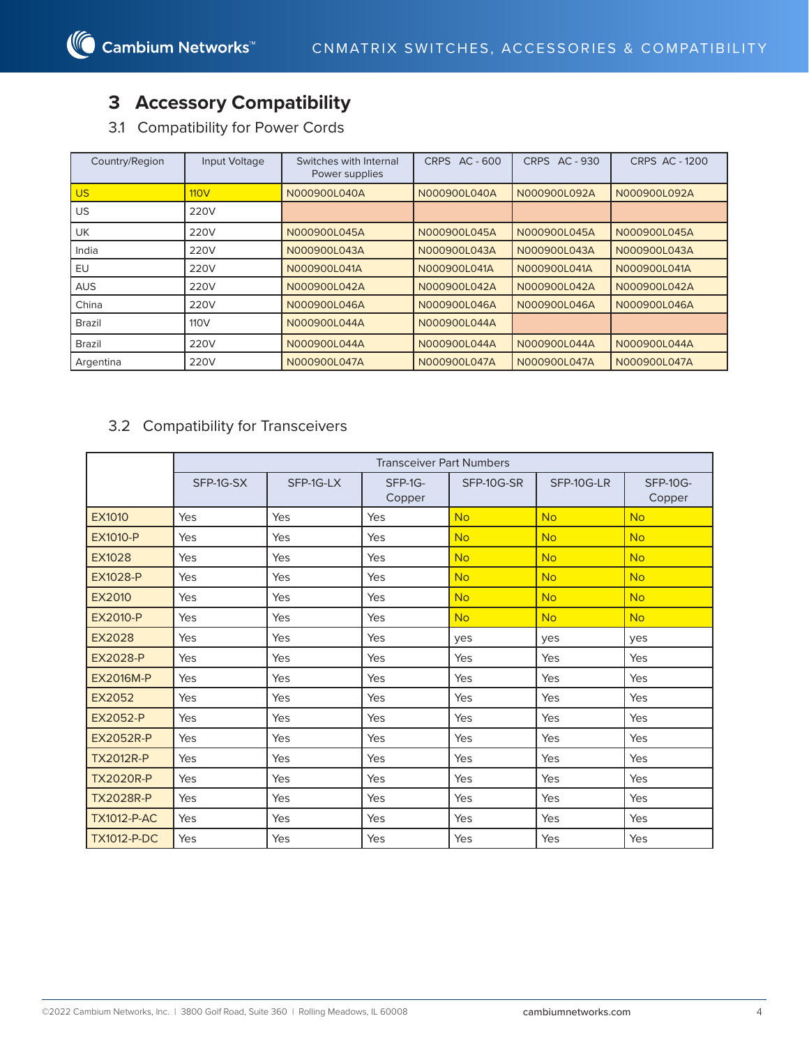# 3 Accessory Compatibility

## 3.1 Compatibility for Power Cords

| Country/Region | Input Voltage | Switches with Internal Power supplies | CRPS AC - 600 | CRPS AC - 930 | CRPS AC - 1200 |
|---|---|---|---|---|---|
| US | 110V | N000900L040A | N000900L040A | N000900L092A | N000900L092A |
| US | 220V | | | | |
| UK | 220V | N000900L045A | N000900L045A | N000900L045A | N000900L045A |
| India | 220V | N000900L043A | N000900L043A | N000900L043A | N000900L043A |
| EU | 220V | N000900L041A | N000900L041A | N000900L041A | N000900L041A |
| AUS | 220V | N000900L042A | N000900L042A | N000900L042A | N000900L042A |
| China | 220V | N000900L046A | N000900L046A | N000900L046A | N000900L046A |
| Brazil | 110V | N000900L044A | N000900L044A | | |
| Brazil | 220V | N000900L044A | N000900L044A | N000900L044A | N000900L044A |
| Argentina | 220V | N000900L047A | N000900L047A | N000900L047A | N000900L047A |

## 3.2 Compatibility for Transceivers

| | Transceiver Part Numbers | | | | | |
|---|---|---|---|---|---|---|
| | SFP-1G-SX | SFP-1G-LX | SFP-1G-Copper | SFP-10G-SR | SFP-10G-LR | SFP-10G-Copper |
| EX1010 | Yes | Yes | Yes | No | No | No |
| EX1010-P | Yes | Yes | Yes | No | No | No |
| EX1028 | Yes | Yes | Yes | No | No | No |
| EX1028-P | Yes | Yes | Yes | No | No | No |
| EX2010 | Yes | Yes | Yes | No | No | No |
| EX2010-P | Yes | Yes | Yes | No | No | No |
| EX2028 | Yes | Yes | Yes | yes | yes | yes |
| EX2028-P | Yes | Yes | Yes | Yes | Yes | Yes |
| EX2016M-P | Yes | Yes | Yes | Yes | Yes | Yes |
| EX2052 | Yes | Yes | Yes | Yes | Yes | Yes |
| EX2052-P | Yes | Yes | Yes | Yes | Yes | Yes |
| EX2052R-P | Yes | Yes | Yes | Yes | Yes | Yes |
| TX2012R-P | Yes | Yes | Yes | Yes | Yes | Yes |
| TX2020R-P | Yes | Yes | Yes | Yes | Yes | Yes |
| TX2028R-P | Yes | Yes | Yes | Yes | Yes | Yes |
| TX1012-P-AC | Yes | Yes | Yes | Yes | Yes | Yes |
| TX1012-P-DC | Yes | Yes | Yes | Yes | Yes | Yes |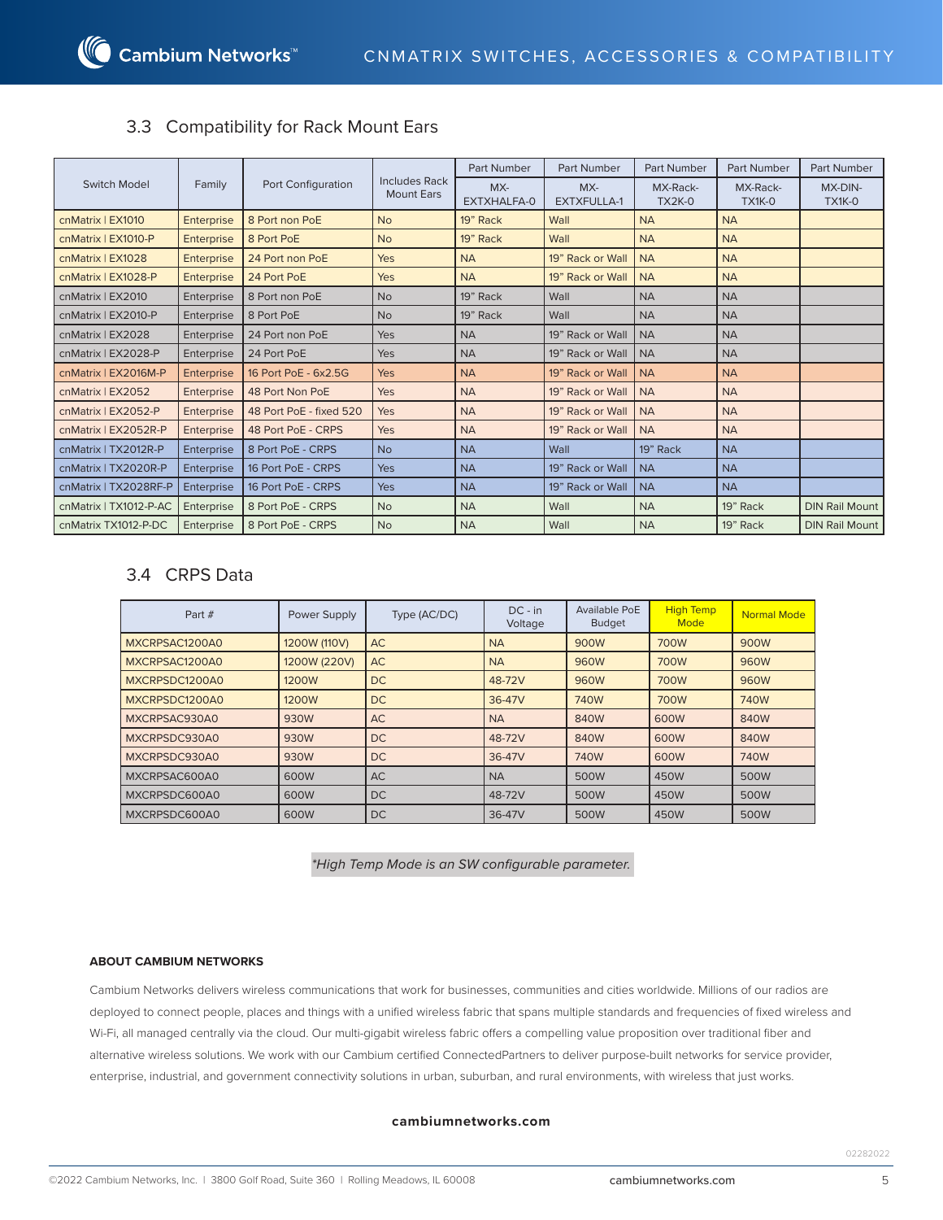## 3.3 Compatibility for Rack Mount Ears

| Switch Model | Family | Port Configuration | Includes Rack Mount Ears | Part Number MX-EXTXHALFA-0 | Part Number MX-EXTXFULLA-1 | Part Number MX-Rack-TX2K-0 | Part Number MX-Rack-TX1K-0 | Part Number MX-DIN-TX1K-0 |
|---|---|---|---|---|---|---|---|---|
| cnMatrix \| EX1010 | Enterprise | 8 Port non PoE | No | 19" Rack | Wall | NA | NA | |
| cnMatrix \| EX1010-P | Enterprise | 8 Port PoE | No | 19" Rack | Wall | NA | NA | |
| cnMatrix \| EX1028 | Enterprise | 24 Port non PoE | Yes | NA | 19" Rack or Wall | NA | NA | |
| cnMatrix \| EX1028-P | Enterprise | 24 Port PoE | Yes | NA | 19" Rack or Wall | NA | NA | |
| cnMatrix \| EX2010 | Enterprise | 8 Port non PoE | No | 19" Rack | Wall | NA | NA | |
| cnMatrix \| EX2010-P | Enterprise | 8 Port PoE | No | 19" Rack | Wall | NA | NA | |
| cnMatrix \| EX2028 | Enterprise | 24 Port non PoE | Yes | NA | 19" Rack or Wall | NA | NA | |
| cnMatrix \| EX2028-P | Enterprise | 24 Port PoE | Yes | NA | 19" Rack or Wall | NA | NA | |
| cnMatrix \| EX2016M-P | Enterprise | 16 Port PoE - 6x2.5G | Yes | NA | 19" Rack or Wall | NA | NA | |
| cnMatrix \| EX2052 | Enterprise | 48 Port Non PoE | Yes | NA | 19" Rack or Wall | NA | NA | |
| cnMatrix \| EX2052-P | Enterprise | 48 Port PoE - fixed 520 | Yes | NA | 19" Rack or Wall | NA | NA | |
| cnMatrix \| EX2052R-P | Enterprise | 48 Port PoE - CRPS | Yes | NA | 19" Rack or Wall | NA | NA | |
| cnMatrix \| TX2012R-P | Enterprise | 8 Port PoE - CRPS | No | NA | Wall | 19" Rack | NA | |
| cnMatrix \| TX2020R-P | Enterprise | 16 Port PoE - CRPS | Yes | NA | 19" Rack or Wall | NA | NA | |
| cnMatrix \| TX2028RF-P | Enterprise | 16 Port PoE - CRPS | Yes | NA | 19" Rack or Wall | NA | NA | |
| cnMatrix \| TX1012-P-AC | Enterprise | 8 Port PoE - CRPS | No | NA | Wall | NA | 19" Rack | DIN Rail Mount |
| cnMatrix TX1012-P-DC | Enterprise | 8 Port PoE - CRPS | No | NA | Wall | NA | 19" Rack | DIN Rail Mount |

## 3.4 CRPS Data

| Part # | Power Supply | Type (AC/DC) | DC - in Voltage | Available PoE Budget | High Temp Mode | Normal Mode |
|---|---|---|---|---|---|---|
| MXCRPSAC1200A0 | 1200W (110V) | AC | NA | 900W | 700W | 900W |
| MXCRPSAC1200A0 | 1200W (220V) | AC | NA | 960W | 700W | 960W |
| MXCRPSDC1200A0 | 1200W | DC | 48-72V | 960W | 700W | 960W |
| MXCRPSDC1200A0 | 1200W | DC | 36-47V | 740W | 700W | 740W |
| MXCRPSAC930A0 | 930W | AC | NA | 840W | 600W | 840W |
| MXCRPSDC930A0 | 930W | DC | 48-72V | 840W | 600W | 840W |
| MXCRPSDC930A0 | 930W | DC | 36-47V | 740W | 600W | 740W |
| MXCRPSAC600A0 | 600W | AC | NA | 500W | 450W | 500W |
| MXCRPSDC600A0 | 600W | DC | 48-72V | 500W | 450W | 500W |
| MXCRPSDC600A0 | 600W | DC | 36-47V | 500W | 450W | 500W |

*\*High Temp Mode is an SW configurable parameter.*

**ABOUT CAMBIUM NETWORKS**

Cambium Networks delivers wireless communications that work for businesses, communities and cities worldwide. Millions of our radios are deployed to connect people, places and things with a unified wireless fabric that spans multiple standards and frequencies of fixed wireless and Wi-Fi, all managed centrally via the cloud. Our multi-gigabit wireless fabric offers a compelling value proposition over traditional fiber and alternative wireless solutions. We work with our Cambium certified ConnectedPartners to deliver purpose-built networks for service provider, enterprise, industrial, and government connectivity solutions in urban, suburban, and rural environments, with wireless that just works.

**cambiumnetworks.com**

02282022

©2022 Cambium Networks, Inc. | 3800 Golf Road, Suite 360 | Rolling Meadows, IL 60008